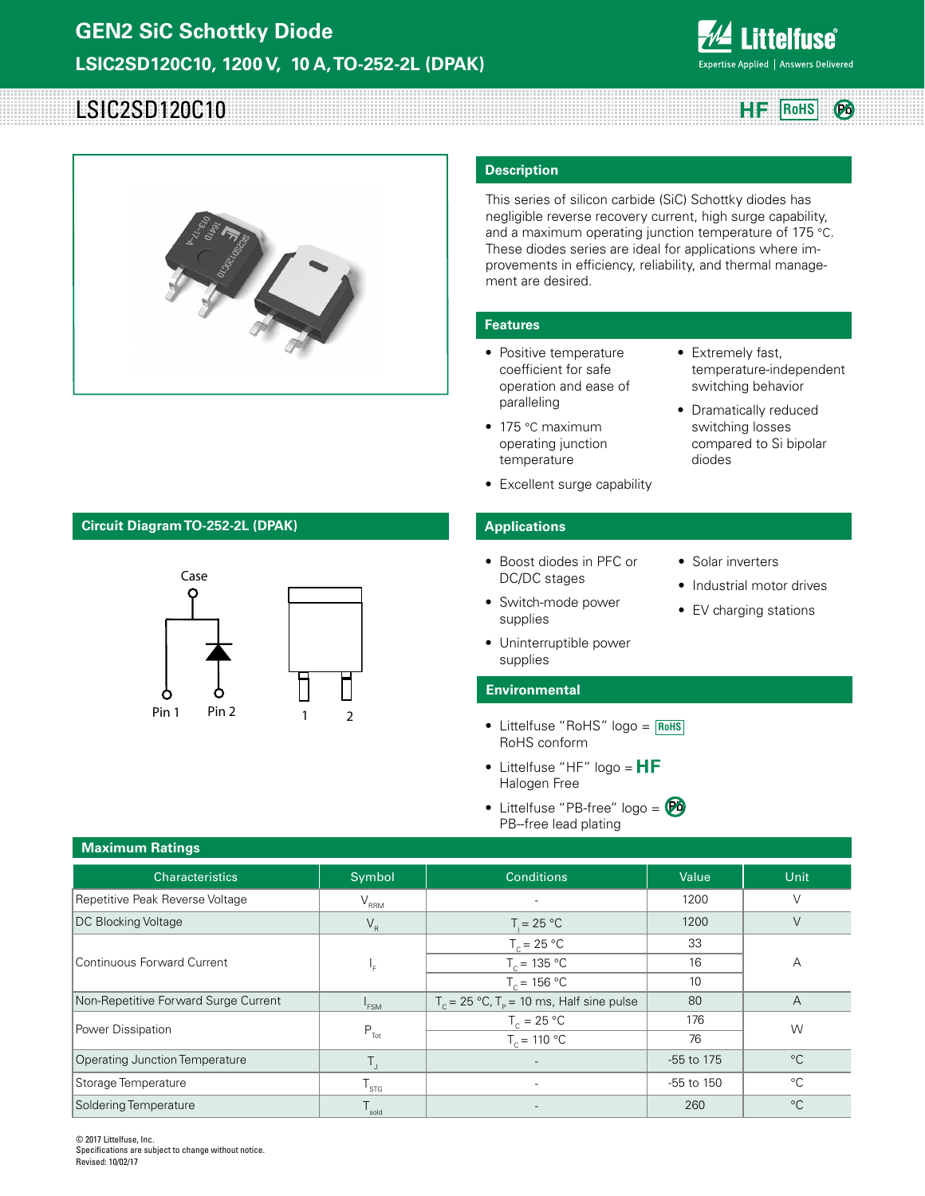# GEN2 SiC Schottky Diode

**LSIC2SD120C10, 1200 V, 10 A, TO-252-2L (DPAK)**

## LSIC2SD120C10

HF RoHS Pb

## Description

This series of silicon carbide (SiC) Schottky diodes has negligible reverse recovery current, high surge capability, and a maximum operating junction temperature of 175 °C. These diodes series are ideal for applications where improvements in efficiency, reliability, and thermal management are desired.

## Features

- Positive temperature coefficient for safe operation and ease of paralleling
- 175 °C maximum operating junction temperature
- Excellent surge capability
- Extremely fast, temperature-independent switching behavior
- Dramatically reduced switching losses compared to Si bipolar diodes

## Circuit Diagram TO-252-2L (DPAK)

Case

Pin 1 Pin 2

1 2

## Applications

- Boost diodes in PFC or DC/DC stages
- Switch-mode power supplies
- Uninterruptible power supplies
- Solar inverters
- Industrial motor drives
- EV charging stations

## Environmental

- Littelfuse "RoHS" logo = RoHS
  RoHS conform
- Littelfuse "HF" logo = HF
  Halogen Free
- Littelfuse "PB-free" logo = Pb
  PB--free lead plating

## Maximum Ratings

| Characteristics | Symbol | Conditions | Value | Unit |
|---|---|---|---|---|
| Repetitive Peak Reverse Voltage | $V_{RRM}$ | - | 1200 | V |
| DC Blocking Voltage | $V_R$ | $T_j$ = 25 °C | 1200 | V |
| Continuous Forward Current | $I_F$ | $T_C$ = 25 °C | 33 | A |
| | | $T_C$ = 135 °C | 16 | |
| | | $T_C$ = 156 °C | 10 | |
| Non-Repetitive Forward Surge Current | $I_{FSM}$ | $T_C$ = 25 °C, $T_P$ = 10 ms, Half sine pulse | 80 | A |
| Power Dissipation | $P_{Tot}$ | $T_C$ = 25 °C | 176 | W |
| | | $T_C$ = 110 °C | 76 | |
| Operating Junction Temperature | $T_J$ | - | -55 to 175 | °C |
| Storage Temperature | $T_{STG}$ | - | -55 to 150 | °C |
| Soldering Temperature | $T_{sold}$ | - | 260 | °C |

© 2017 Littelfuse, Inc.
Specifications are subject to change without notice.
Revised: 10/02/17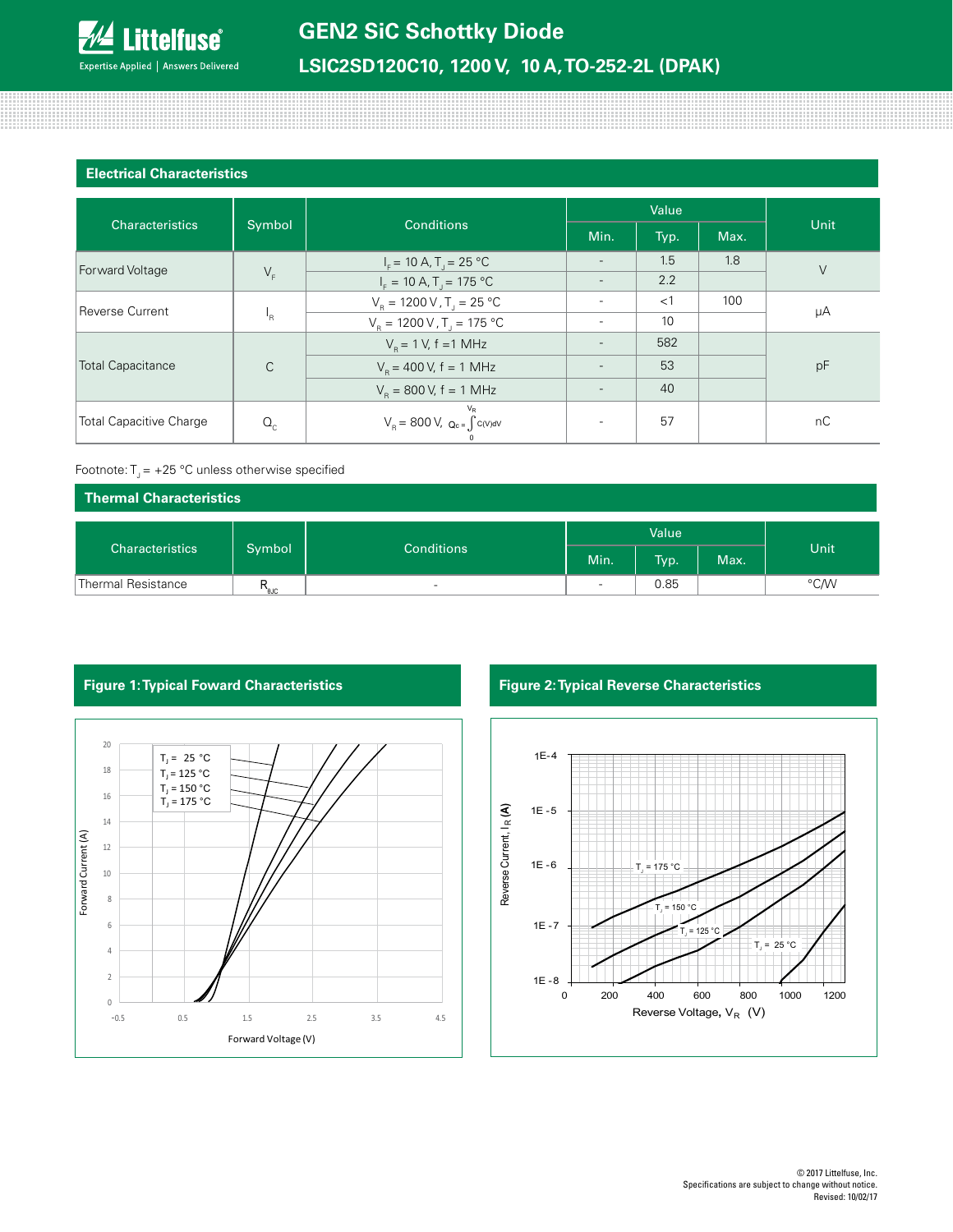## Electrical Characteristics

| Characteristics | Symbol | Conditions | Value | | | Unit |
|---|---|---|---|---|---|---|
| | | | Min. | Typ. | Max. | |
| Forward Voltage | $V_F$ | $I_F$ = 10 A, $T_J$ = 25 °C | - | 1.5 | 1.8 | V |
| | | $I_F$ = 10 A, $T_J$ = 175 °C | - | 2.2 | | |
| Reverse Current | $I_R$ | $V_R$ = 1200 V, $T_J$ = 25 °C | - | <1 | 100 | μA |
| | | $V_R$ = 1200 V, $T_J$ = 175 °C | - | 10 | | |
| Total Capacitance | C | $V_R$ = 1 V, f = 1 MHz | - | 582 | | pF |
| | | $V_R$ = 400 V, f = 1 MHz | - | 53 | | |
| | | $V_R$ = 800 V, f = 1 MHz | - | 40 | | |
| Total Capacitive Charge | $Q_C$ | $V_R$ = 800 V, $Q_C = \int_0^{V_R} C(V)dV$ | - | 57 | | nC |

Footnote: $T_J$ = +25 °C unless otherwise specified

## Thermal Characteristics

| Characteristics | Symbol | Conditions | Value | | | Unit |
|---|---|---|---|---|---|---|
| | | | Min. | Typ. | Max. | |
| Thermal Resistance | $R_{\theta JC}$ | - | - | 0.85 | | °C/W |

**Figure 1: Typical Foward Characteristics**

**Figure 2: Typical Reverse Characteristics**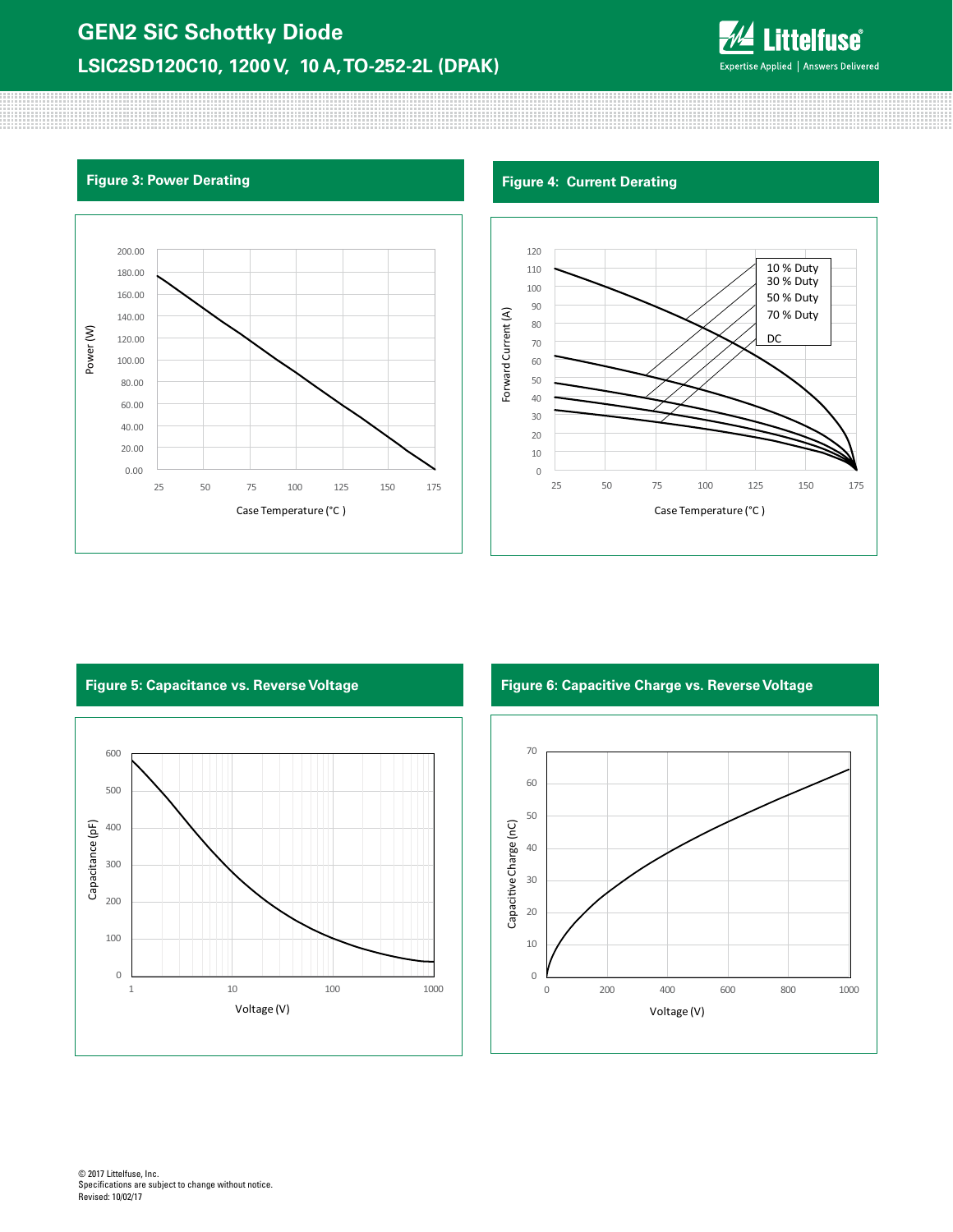## Figure 3: Power Derating

Power (W)

200.00, 180.00, 160.00, 140.00, 120.00, 100.00, 80.00, 60.00, 40.00, 20.00, 0.00

25, 50, 75, 100, 125, 150, 175

Case Temperature (°C )

## Figure 4: Current Derating

Forward Current (A)

120, 110, 100, 90, 80, 70, 60, 50, 40, 30, 20, 10, 0

25, 50, 75, 100, 125, 150, 175

Case Temperature (°C )

10 % Duty
30 % Duty
50 % Duty
70 % Duty
DC

## Figure 5: Capacitance vs. Reverse Voltage

Capacitance (pF)

600, 500, 400, 300, 200, 100, 0

1, 10, 100, 1000

Voltage (V)

## Figure 6: Capacitive Charge vs. Reverse Voltage

Capacitive Charge (nC)

70, 60, 50, 40, 30, 20, 10, 0

0, 200, 400, 600, 800, 1000

Voltage (V)

© 2017 Littelfuse, Inc.
Specifications are subject to change without notice.
Revised: 10/02/17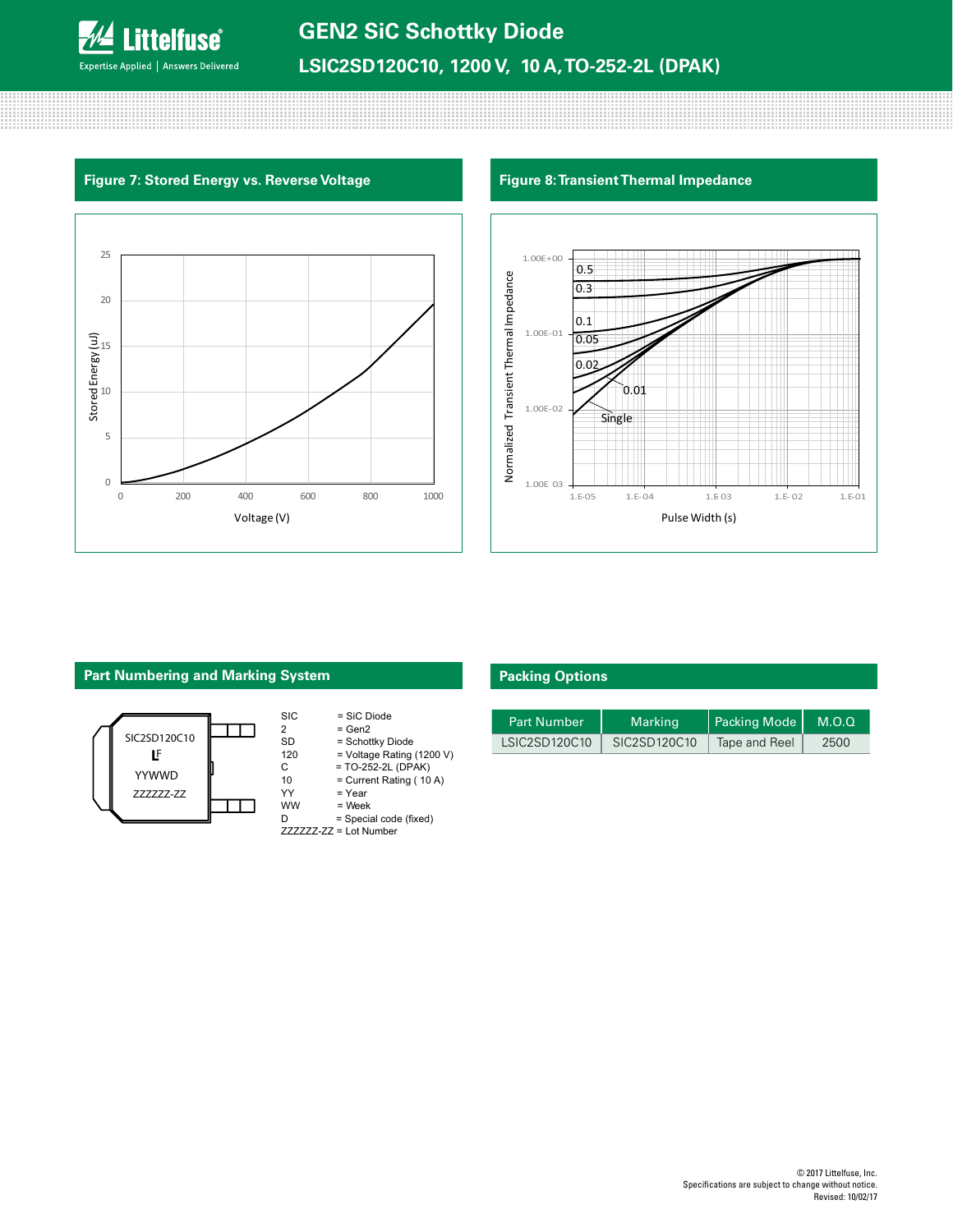## Figure 7: Stored Energy vs. Reverse Voltage

## Figure 8: Transient Thermal Impedance

## Part Numbering and Marking System

SIC2SD120C10
LF
YYWWD
ZZZZZZ-ZZ

- SIC = SiC Diode
- 2 = Gen2
- SD = Schottky Diode
- 120 = Voltage Rating (1200 V)
- C = TO-252-2L (DPAK)
- 10 = Current Rating ( 10 A)
- YY = Year
- WW = Week
- D = Special code (fixed)
- ZZZZZZ-ZZ = Lot Number

## Packing Options

| Part Number | Marking | Packing Mode | M.O.Q |
|---|---|---|---|
| LSIC2SD120C10 | SIC2SD120C10 | Tape and Reel | 2500 |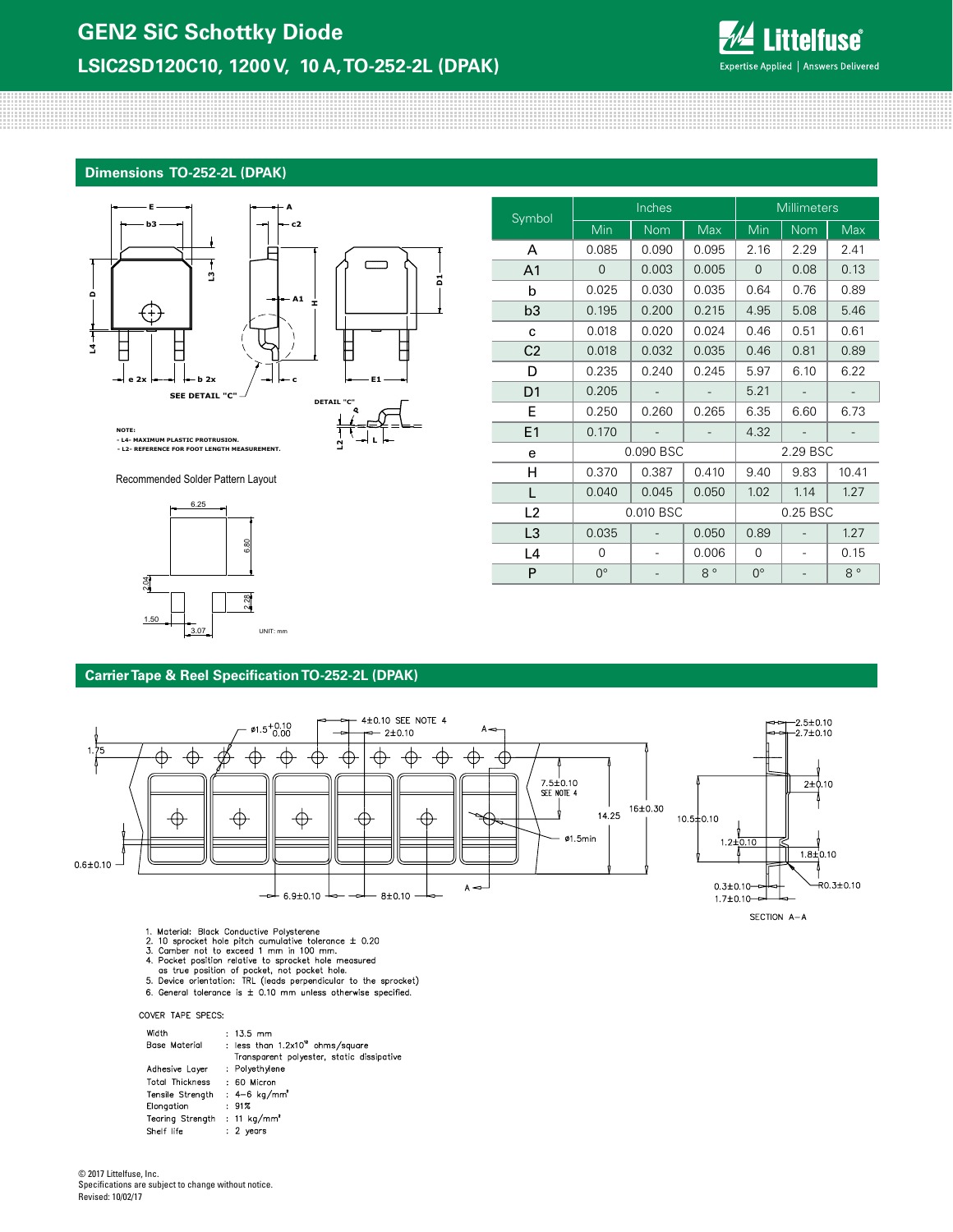# GEN2 SiC Schottky Diode

## LSIC2SD120C10, 1200 V, 10 A, TO-252-2L (DPAK)

## Dimensions TO-252-2L (DPAK)

NOTE:
- L4- MAXIMUM PLASTIC PROTRUSION.
- L2- REFERENCE FOR FOOT LENGTH MEASUREMENT.

Recommended Solder Pattern Layout

UNIT: mm

| Symbol | Inches | | | Millimeters | | |
|---|---|---|---|---|---|---|
| | Min | Nom | Max | Min | Nom | Max |
| A | 0.085 | 0.090 | 0.095 | 2.16 | 2.29 | 2.41 |
| A1 | 0 | 0.003 | 0.005 | 0 | 0.08 | 0.13 |
| b | 0.025 | 0.030 | 0.035 | 0.64 | 0.76 | 0.89 |
| b3 | 0.195 | 0.200 | 0.215 | 4.95 | 5.08 | 5.46 |
| c | 0.018 | 0.020 | 0.024 | 0.46 | 0.51 | 0.61 |
| C2 | 0.018 | 0.032 | 0.035 | 0.46 | 0.81 | 0.89 |
| D | 0.235 | 0.240 | 0.245 | 5.97 | 6.10 | 6.22 |
| D1 | 0.205 | - | - | 5.21 | - | - |
| E | 0.250 | 0.260 | 0.265 | 6.35 | 6.60 | 6.73 |
| E1 | 0.170 | - | - | 4.32 | - | - |
| e | 0.090 BSC | | | 2.29 BSC | | |
| H | 0.370 | 0.387 | 0.410 | 9.40 | 9.83 | 10.41 |
| L | 0.040 | 0.045 | 0.050 | 1.02 | 1.14 | 1.27 |
| L2 | 0.010 BSC | | | 0.25 BSC | | |
| L3 | 0.035 | - | 0.050 | 0.89 | - | 1.27 |
| L4 | 0 | - | 0.006 | 0 | - | 0.15 |
| P | 0° | - | 8° | 0° | - | 8° |

## Carrier Tape & Reel Specification TO-252-2L (DPAK)

SECTION A–A

1. Material: Black Conductive Polysterene
2. 10 sprocket hole pitch cumulative tolerance ± 0.20
3. Camber not to exceed 1 mm in 100 mm.
4. Pocket position relative to sprocket hole measured as true position of pocket, not pocket hole.
5. Device orientation: TRL (leads perpendicular to the sprocket)
6. General tolerance is ± 0.10 mm unless otherwise specified.

COVER TAPE SPECS:

| | |
|---|---|
| Width | : 13.5 mm |
| Base Material | : less than $1.2x10^{12}$ ohms/square<br>Transparent polyester, static dissipative |
| Adhesive Layer | : Polyethylene |
| Total Thickness | : 60 Micron |
| Tensile Strength | : 4–6 kg/mm² |
| Elongation | : 91% |
| Tearing Strength | : 11 kg/mm² |
| Shelf life | : 2 years |

© 2017 Littelfuse, Inc.
Specifications are subject to change without notice.
Revised: 10/02/17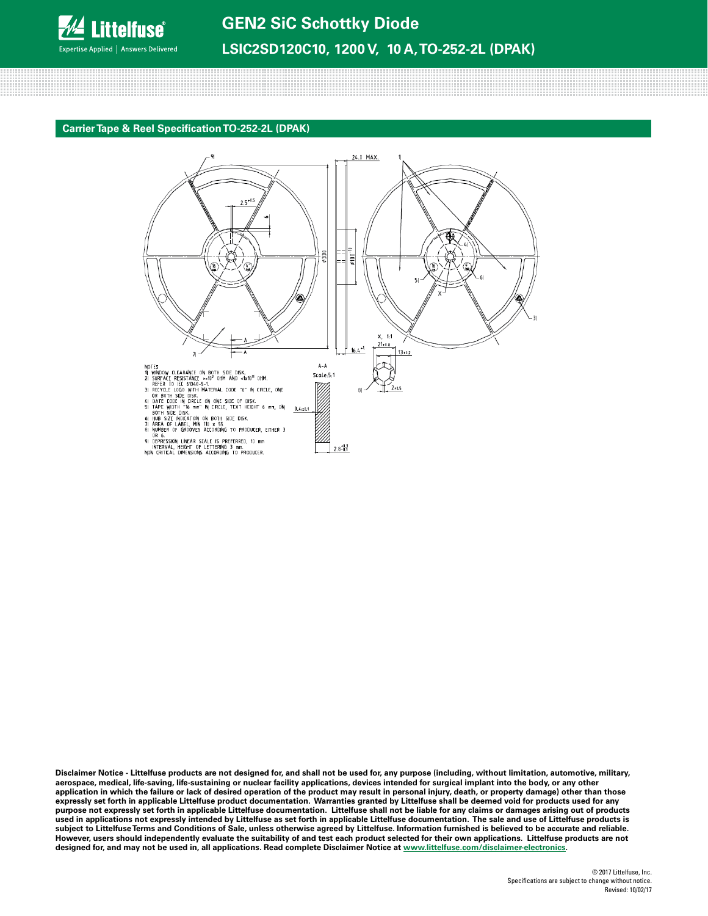## Carrier Tape & Reel Specification TO-252-2L (DPAK)

NOTES
1) WINDOW CLEARANCE ON BOTH SIDE DISK.
2) SURFACE RESISTANCE >=10^5 OHM AND <1x10^11 OHM.
REFER TO IEC 61340-5-1.
3) RECYCLE LOGO WITH MATERIAL CODE "6" IN CIRCLE, ONE OR BOTH SIDE DISK.
4) DATE CODE IN CIRCLE ON ONE SIDE OF DISK.
5) TAPE WIDTH "16 mm" IN CIRCLE, TEXT HEIGHT 6 mm, ON BOTH SIDE DISK.
6) HUB SIZE INDICATION ON BOTH SIDE DISK.
7) AREA OF LABEL, MIN 110 x 55.
8) NUMBER OF GROOVES ACCORDING TO PRODUCER, EITHER 3 OR 6.
9) DEPRESSION LINEAR SCALE IS PREFERRED, 10 mm INTERVAL, HEIGHT OF LETTERING 3 mm.
NON CRITICAL DIMENSIONS ACCORDING TO PRODUCER.

24.0 MAX.
2.5 +0.5
6
Ø330
Ø100 +1/-0
16.4 +1
A-A
Scale 5:1
0.4±0.1
2.6 +0.3/-0.1
X, 1:1
21±0.8
13±0.2
2±0.5

**Disclaimer Notice - Littelfuse products are not designed for, and shall not be used for, any purpose (including, without limitation, automotive, military, aerospace, medical, life-saving, life-sustaining or nuclear facility applications, devices intended for surgical implant into the body, or any other application in which the failure or lack of desired operation of the product may result in personal injury, death, or property damage) other than those expressly set forth in applicable Littelfuse product documentation. Warranties granted by Littelfuse shall be deemed void for products used for any purpose not expressly set forth in applicable Littelfuse documentation. Littelfuse shall not be liable for any claims or damages arising out of products used in applications not expressly intended by Littelfuse as set forth in applicable Littelfuse documentation. The sale and use of Littelfuse products is subject to Littelfuse Terms and Conditions of Sale, unless otherwise agreed by Littelfuse. Information furnished is believed to be accurate and reliable. However, users should independently evaluate the suitability of and test each product selected for their own applications. Littelfuse products are not designed for, and may not be used in, all applications. Read complete Disclaimer Notice at www.littelfuse.com/disclaimer-electronics.**

© 2017 Littelfuse, Inc.
Specifications are subject to change without notice.
Revised: 10/02/17